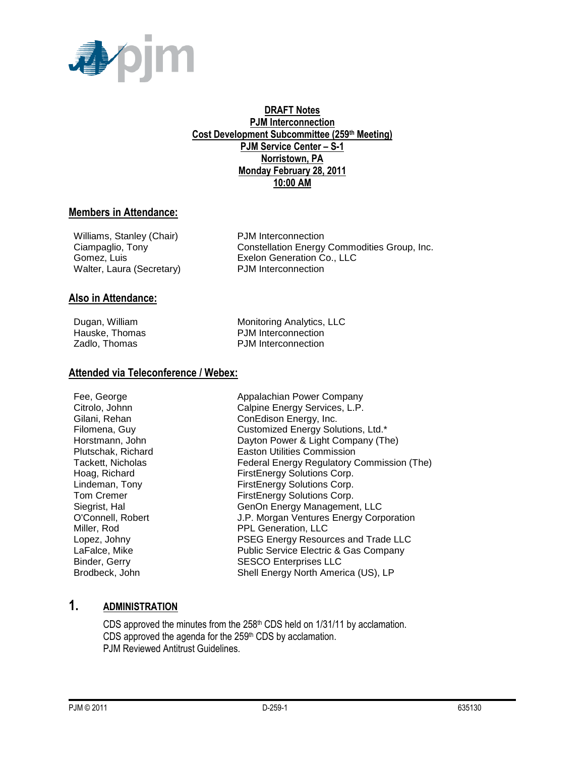**DRAFT Notes**
**PJM Interconnection**
**Cost Development Subcommittee (259th Meeting)**
**PJM Service Center – S-1**
**Norristown, PA**
**Monday February 28, 2011**
**10:00 AM**

## Members in Attendance:

| | |
|---|---|
| Williams, Stanley (Chair) | PJM Interconnection |
| Ciampaglio, Tony | Constellation Energy Commodities Group, Inc. |
| Gomez, Luis | Exelon Generation Co., LLC |
| Walter, Laura (Secretary) | PJM Interconnection |

## Also in Attendance:

| | |
|---|---|
| Dugan, William | Monitoring Analytics, LLC |
| Hauske, Thomas | PJM Interconnection |
| Zadlo, Thomas | PJM Interconnection |

## Attended via Teleconference / Webex:

| | |
|---|---|
| Fee, George | Appalachian Power Company |
| Citrolo, Johnn | Calpine Energy Services, L.P. |
| Gilani, Rehan | ConEdison Energy, Inc. |
| Filomena, Guy | Customized Energy Solutions, Ltd.* |
| Horstmann, John | Dayton Power & Light Company (The) |
| Plutschak, Richard | Easton Utilities Commission |
| Tackett, Nicholas | Federal Energy Regulatory Commission (The) |
| Hoag, Richard | FirstEnergy Solutions Corp. |
| Lindeman, Tony | FirstEnergy Solutions Corp. |
| Tom Cremer | FirstEnergy Solutions Corp. |
| Siegrist, Hal | GenOn Energy Management, LLC |
| O'Connell, Robert | J.P. Morgan Ventures Energy Corporation |
| Miller, Rod | PPL Generation, LLC |
| Lopez, Johny | PSEG Energy Resources and Trade LLC |
| LaFalce, Mike | Public Service Electric & Gas Company |
| Binder, Gerry | SESCO Enterprises LLC |
| Brodbeck, John | Shell Energy North America (US), LP |

## 1. ADMINISTRATION

CDS approved the minutes from the 258th CDS held on 1/31/11 by acclamation.
CDS approved the agenda for the 259th CDS by acclamation.
PJM Reviewed Antitrust Guidelines.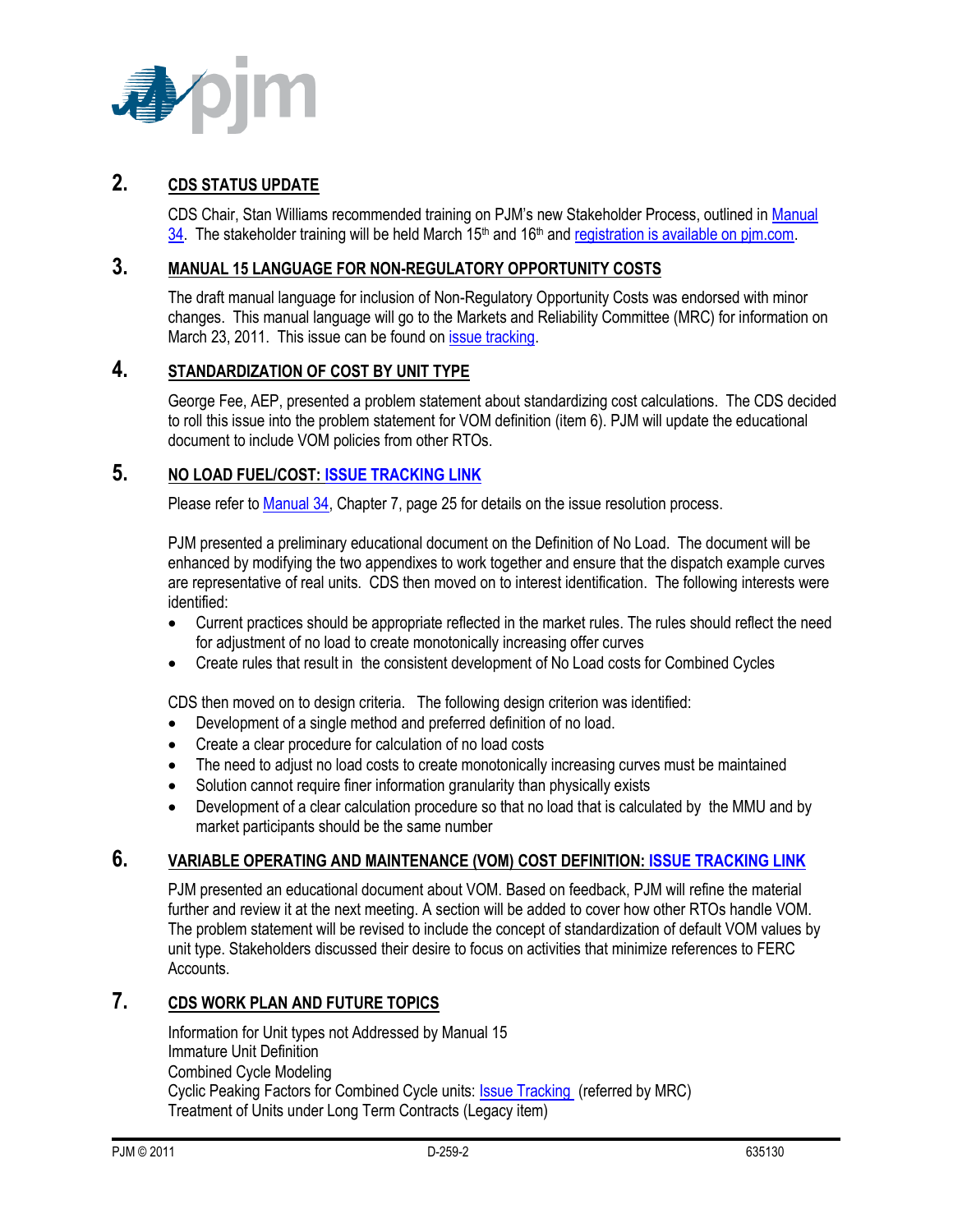## 2. CDS STATUS UPDATE

CDS Chair, Stan Williams recommended training on PJM's new Stakeholder Process, outlined in Manual 34. The stakeholder training will be held March 15th and 16th and registration is available on pjm.com.

## 3. MANUAL 15 LANGUAGE FOR NON-REGULATORY OPPORTUNITY COSTS

The draft manual language for inclusion of Non-Regulatory Opportunity Costs was endorsed with minor changes. This manual language will go to the Markets and Reliability Committee (MRC) for information on March 23, 2011. This issue can be found on issue tracking.

## 4. STANDARDIZATION OF COST BY UNIT TYPE

George Fee, AEP, presented a problem statement about standardizing cost calculations. The CDS decided to roll this issue into the problem statement for VOM definition (item 6). PJM will update the educational document to include VOM policies from other RTOs.

## 5. NO LOAD FUEL/COST: ISSUE TRACKING LINK

Please refer to Manual 34, Chapter 7, page 25 for details on the issue resolution process.

PJM presented a preliminary educational document on the Definition of No Load. The document will be enhanced by modifying the two appendixes to work together and ensure that the dispatch example curves are representative of real units. CDS then moved on to interest identification. The following interests were identified:

- Current practices should be appropriate reflected in the market rules. The rules should reflect the need for adjustment of no load to create monotonically increasing offer curves
- Create rules that result in the consistent development of No Load costs for Combined Cycles

CDS then moved on to design criteria. The following design criterion was identified:

- Development of a single method and preferred definition of no load.
- Create a clear procedure for calculation of no load costs
- The need to adjust no load costs to create monotonically increasing curves must be maintained
- Solution cannot require finer information granularity than physically exists
- Development of a clear calculation procedure so that no load that is calculated by the MMU and by market participants should be the same number

## 6. VARIABLE OPERATING AND MAINTENANCE (VOM) COST DEFINITION: ISSUE TRACKING LINK

PJM presented an educational document about VOM. Based on feedback, PJM will refine the material further and review it at the next meeting. A section will be added to cover how other RTOs handle VOM. The problem statement will be revised to include the concept of standardization of default VOM values by unit type. Stakeholders discussed their desire to focus on activities that minimize references to FERC Accounts.

## 7. CDS WORK PLAN AND FUTURE TOPICS

Information for Unit types not Addressed by Manual 15
Immature Unit Definition
Combined Cycle Modeling
Cyclic Peaking Factors for Combined Cycle units: Issue Tracking (referred by MRC)
Treatment of Units under Long Term Contracts (Legacy item)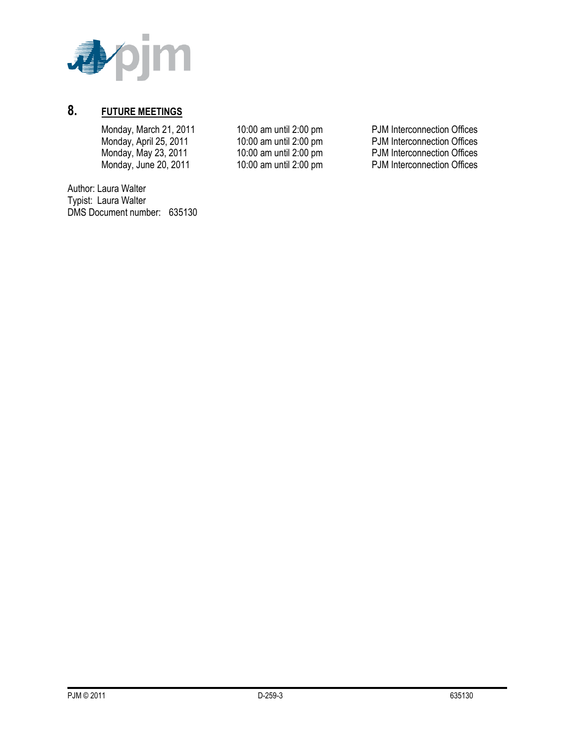## 8. FUTURE MEETINGS

| | | |
|---|---|---|
| Monday, March 21, 2011 | 10:00 am until 2:00 pm | PJM Interconnection Offices |
| Monday, April 25, 2011 | 10:00 am until 2:00 pm | PJM Interconnection Offices |
| Monday, May 23, 2011 | 10:00 am until 2:00 pm | PJM Interconnection Offices |
| Monday, June 20, 2011 | 10:00 am until 2:00 pm | PJM Interconnection Offices |

Author: Laura Walter
Typist: Laura Walter
DMS Document number: 635130